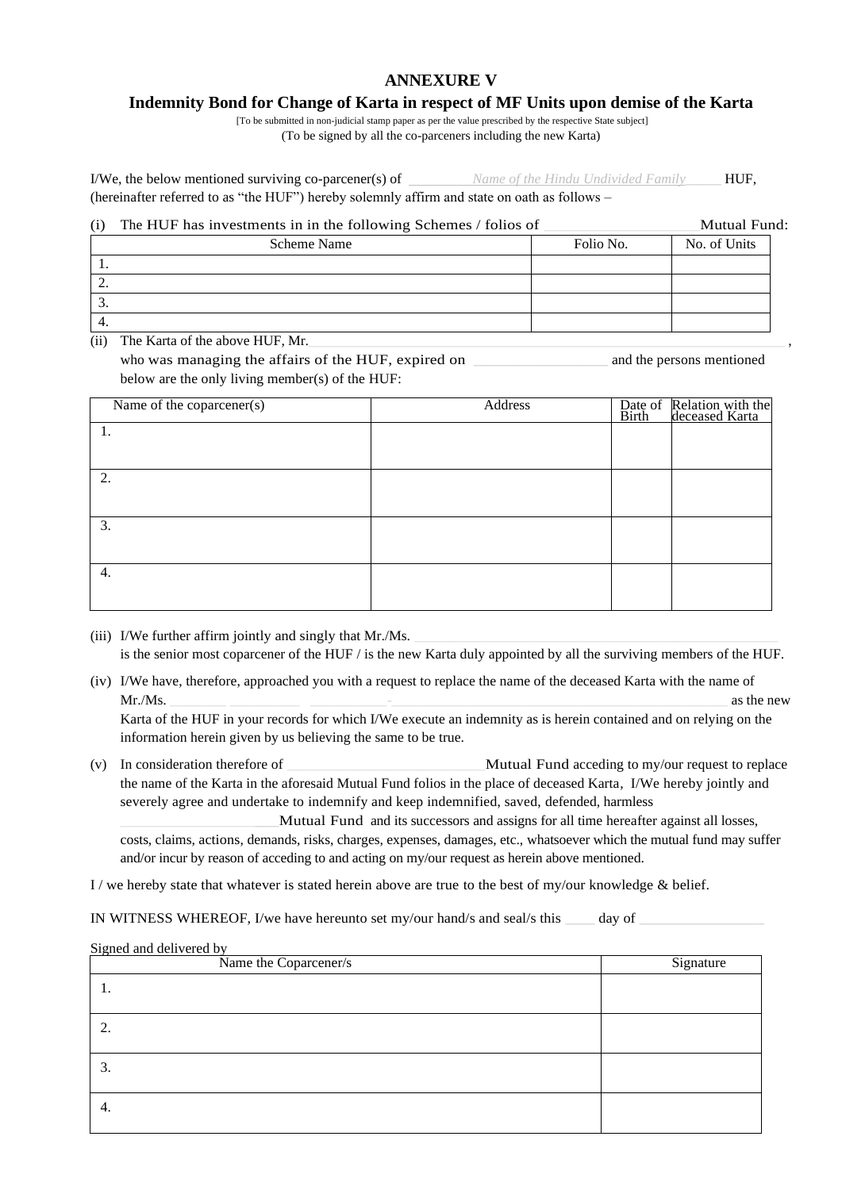# ANNEXURE V

## Indemnity Bond for Change of Karta in respect of MF Units upon demise of the Karta

[To be submitted in non-judicial stamp paper as per the value prescribed by the respective State subject]

(To be signed by all the co-parceners including the new Karta)

I/We, the below mentioned surviving co-parcener(s) of _________*Name of the Hindu Undivided Family*_____ HUF, (hereinafter referred to as "the HUF") hereby solemnly affirm and state on oath as follows –

(i) The HUF has investments in in the following Schemes / folios of ____________________Mutual Fund:

| Scheme Name | Folio No. | No. of Units |
|---|---|---|
| 1. | | |
| 2. | | |
| 3. | | |
| 4. | | |

(ii) The Karta of the above HUF, Mr.____________________________________________________________________________________ , who was managing the affairs of the HUF, expired on __________________ and the persons mentioned below are the only living member(s) of the HUF:

| Name of the coparcener(s) | Address | Date of Birth | Relation with the deceased Karta |
|---|---|---|---|
| 1. | | | |
| 2. | | | |
| 3. | | | |
| 4. | | | |

(iii) I/We further affirm jointly and singly that Mr./Ms. ____________________________________________________ is the senior most coparcener of the HUF / is the new Karta duly appointed by all the surviving members of the HUF.

(iv) I/We have, therefore, approached you with a request to replace the name of the deceased Karta with the name of Mr./Ms. ________ __________ ___________-_________________________________________________ as the new Karta of the HUF in your records for which I/We execute an indemnity as is herein contained and on relying on the information herein given by us believing the same to be true.

(v) In consideration therefore of ____________________________Mutual Fund acceding to my/our request to replace the name of the Karta in the aforesaid Mutual Fund folios in the place of deceased Karta, I/We hereby jointly and severely agree and undertake to indemnify and keep indemnified, saved, defended, harmless ______________________Mutual Fund and its successors and assigns for all time hereafter against all losses, costs, claims, actions, demands, risks, charges, expenses, damages, etc., whatsoever which the mutual fund may suffer and/or incur by reason of acceding to and acting on my/our request as herein above mentioned.

I / we hereby state that whatever is stated herein above are true to the best of my/our knowledge & belief.

IN WITNESS WHEREOF, I/we have hereunto set my/our hand/s and seal/s this _____ day of __________________

Signed and delivered by

| Name the Coparcener/s | Signature |
|---|---|
| 1. | |
| 2. | |
| 3. | |
| 4. | |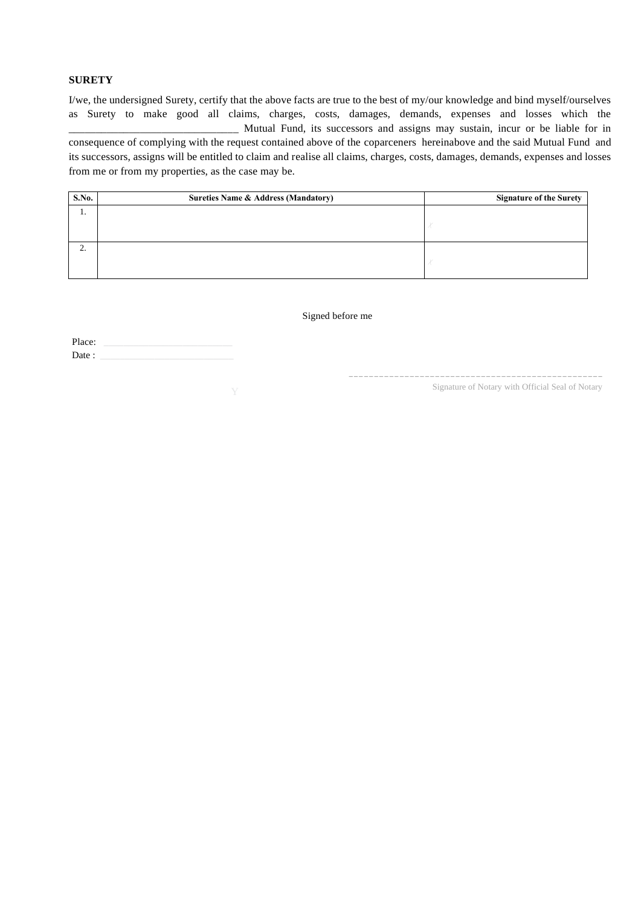**SURETY**

I/we, the undersigned Surety, certify that the above facts are true to the best of my/our knowledge and bind myself/ourselves as Surety to make good all claims, charges, costs, damages, demands, expenses and losses which the _______________________________ Mutual Fund, its successors and assigns may sustain, incur or be liable for in consequence of complying with the request contained above of the coparceners hereinabove and the said Mutual Fund and its successors, assigns will be entitled to claim and realise all claims, charges, costs, damages, demands, expenses and losses from me or from my properties, as the case may be.

| S.No. | Sureties Name & Address (Mandatory) | Signature of the Surety |
|---|---|---|
| 1. | | |
| 2. | | |

Signed before me

Place: ___________________________

Date : ___________________________

__________________________________________________

Signature of Notary with Official Seal of Notary